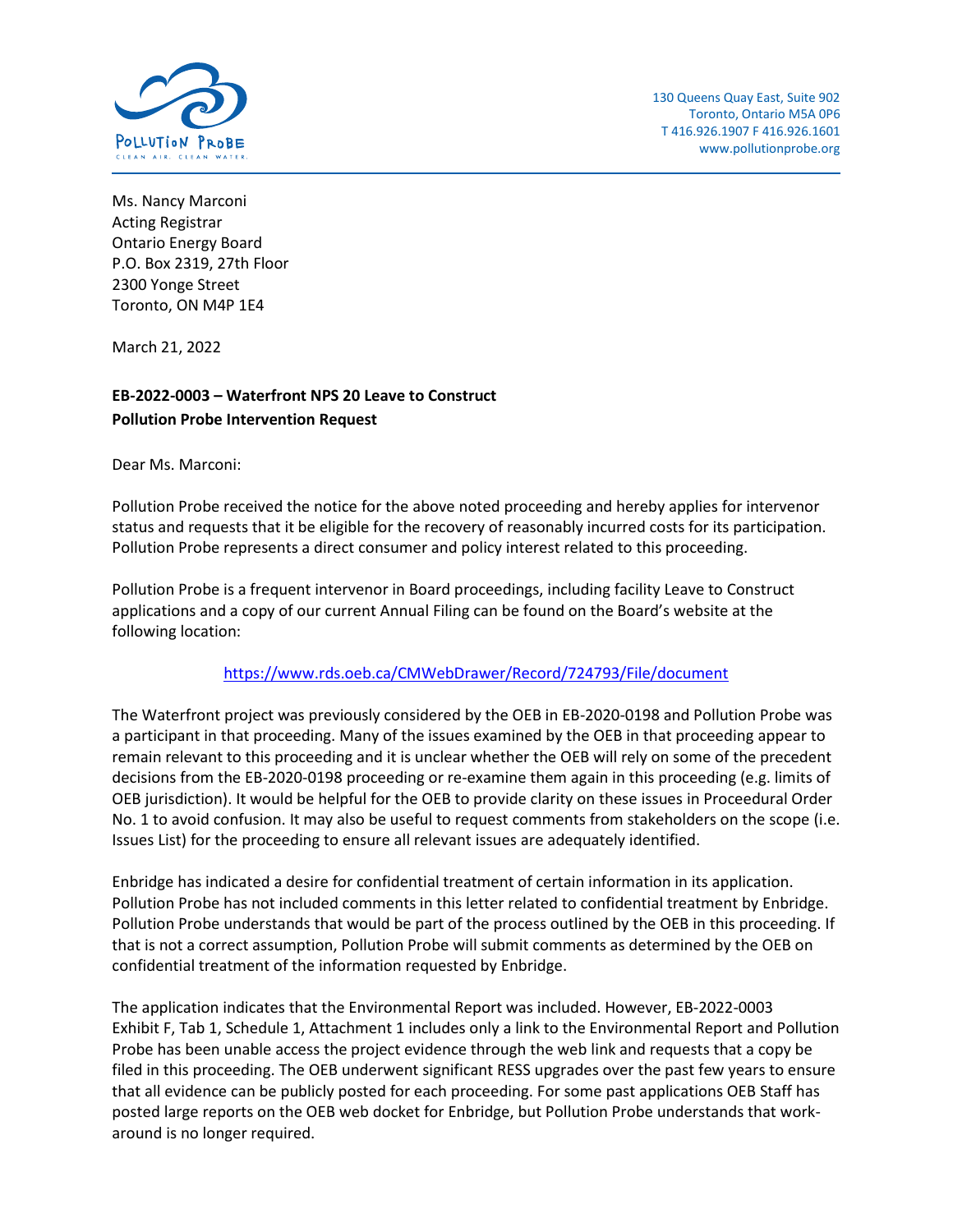POLLUTION PROBE
CLEAN AIR. CLEAN WATER.

130 Queens Quay East, Suite 902
Toronto, Ontario M5A 0P6
T 416.926.1907 F 416.926.1601
www.pollutionprobe.org

Ms. Nancy Marconi
Acting Registrar
Ontario Energy Board
P.O. Box 2319, 27th Floor
2300 Yonge Street
Toronto, ON M4P 1E4

March 21, 2022

**EB-2022-0003 – Waterfront NPS 20 Leave to Construct**
**Pollution Probe Intervention Request**

Dear Ms. Marconi:

Pollution Probe received the notice for the above noted proceeding and hereby applies for intervenor status and requests that it be eligible for the recovery of reasonably incurred costs for its participation. Pollution Probe represents a direct consumer and policy interest related to this proceeding.

Pollution Probe is a frequent intervenor in Board proceedings, including facility Leave to Construct applications and a copy of our current Annual Filing can be found on the Board's website at the following location:

https://www.rds.oeb.ca/CMWebDrawer/Record/724793/File/document

The Waterfront project was previously considered by the OEB in EB-2020-0198 and Pollution Probe was a participant in that proceeding. Many of the issues examined by the OEB in that proceeding appear to remain relevant to this proceeding and it is unclear whether the OEB will rely on some of the precedent decisions from the EB-2020-0198 proceeding or re-examine them again in this proceeding (e.g. limits of OEB jurisdiction). It would be helpful for the OEB to provide clarity on these issues in Proceedural Order No. 1 to avoid confusion. It may also be useful to request comments from stakeholders on the scope (i.e. Issues List) for the proceeding to ensure all relevant issues are adequately identified.

Enbridge has indicated a desire for confidential treatment of certain information in its application. Pollution Probe has not included comments in this letter related to confidential treatment by Enbridge. Pollution Probe understands that would be part of the process outlined by the OEB in this proceeding. If that is not a correct assumption, Pollution Probe will submit comments as determined by the OEB on confidential treatment of the information requested by Enbridge.

The application indicates that the Environmental Report was included. However, EB-2022-0003 Exhibit F, Tab 1, Schedule 1, Attachment 1 includes only a link to the Environmental Report and Pollution Probe has been unable access the project evidence through the web link and requests that a copy be filed in this proceeding. The OEB underwent significant RESS upgrades over the past few years to ensure that all evidence can be publicly posted for each proceeding. For some past applications OEB Staff has posted large reports on the OEB web docket for Enbridge, but Pollution Probe understands that work-around is no longer required.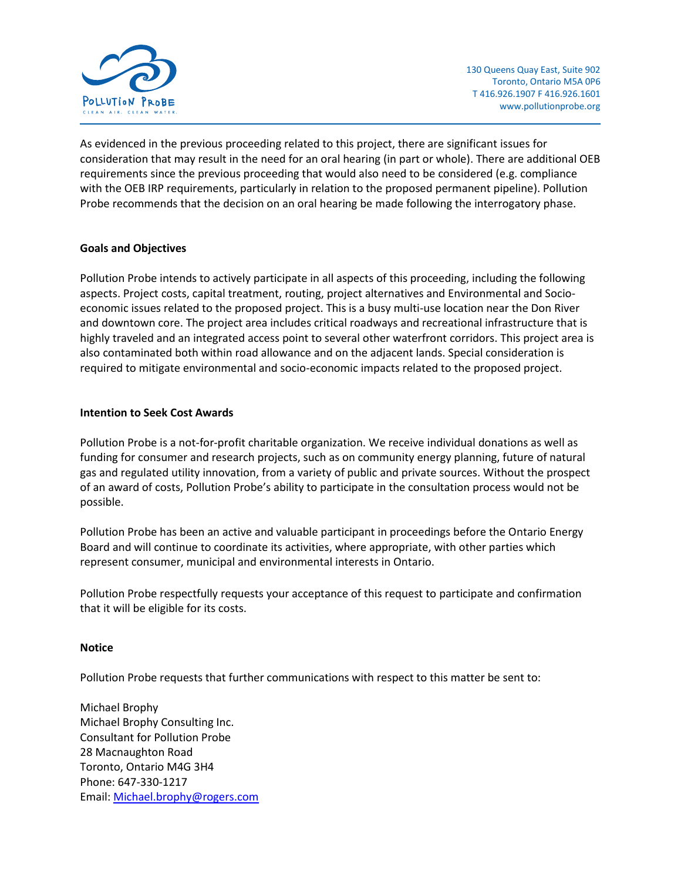As evidenced in the previous proceeding related to this project, there are significant issues for consideration that may result in the need for an oral hearing (in part or whole). There are additional OEB requirements since the previous proceeding that would also need to be considered (e.g. compliance with the OEB IRP requirements, particularly in relation to the proposed permanent pipeline). Pollution Probe recommends that the decision on an oral hearing be made following the interrogatory phase.

**Goals and Objectives**

Pollution Probe intends to actively participate in all aspects of this proceeding, including the following aspects. Project costs, capital treatment, routing, project alternatives and Environmental and Socio-economic issues related to the proposed project. This is a busy multi-use location near the Don River and downtown core. The project area includes critical roadways and recreational infrastructure that is highly traveled and an integrated access point to several other waterfront corridors. This project area is also contaminated both within road allowance and on the adjacent lands. Special consideration is required to mitigate environmental and socio-economic impacts related to the proposed project.

**Intention to Seek Cost Awards**

Pollution Probe is a not-for-profit charitable organization. We receive individual donations as well as funding for consumer and research projects, such as on community energy planning, future of natural gas and regulated utility innovation, from a variety of public and private sources. Without the prospect of an award of costs, Pollution Probe's ability to participate in the consultation process would not be possible.

Pollution Probe has been an active and valuable participant in proceedings before the Ontario Energy Board and will continue to coordinate its activities, where appropriate, with other parties which represent consumer, municipal and environmental interests in Ontario.

Pollution Probe respectfully requests your acceptance of this request to participate and confirmation that it will be eligible for its costs.

**Notice**

Pollution Probe requests that further communications with respect to this matter be sent to:

Michael Brophy
Michael Brophy Consulting Inc.
Consultant for Pollution Probe
28 Macnaughton Road
Toronto, Ontario M4G 3H4
Phone: 647-330-1217
Email: Michael.brophy@rogers.com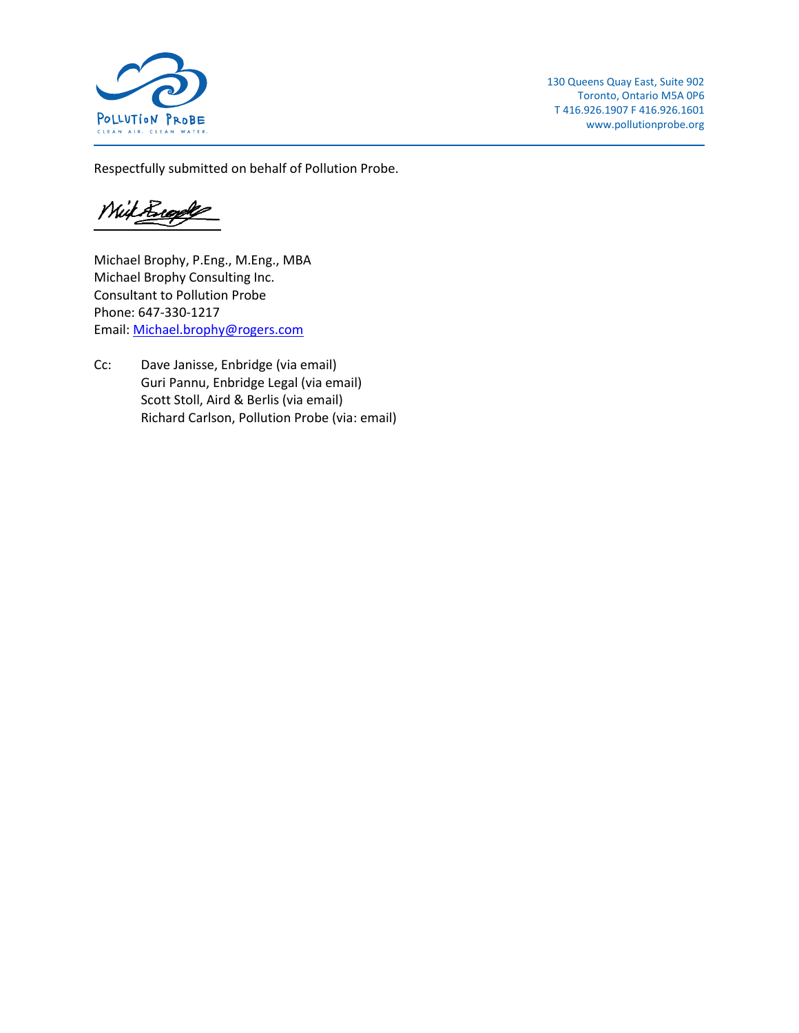130 Queens Quay East, Suite 902
Toronto, Ontario M5A 0P6
T 416.926.1907 F 416.926.1601
www.pollutionprobe.org

Respectfully submitted on behalf of Pollution Probe.

Michael Brophy, P.Eng., M.Eng., MBA
Michael Brophy Consulting Inc.
Consultant to Pollution Probe
Phone: 647-330-1217
Email: Michael.brophy@rogers.com

Cc: Dave Janisse, Enbridge (via email)
Guri Pannu, Enbridge Legal (via email)
Scott Stoll, Aird & Berlis (via email)
Richard Carlson, Pollution Probe (via: email)